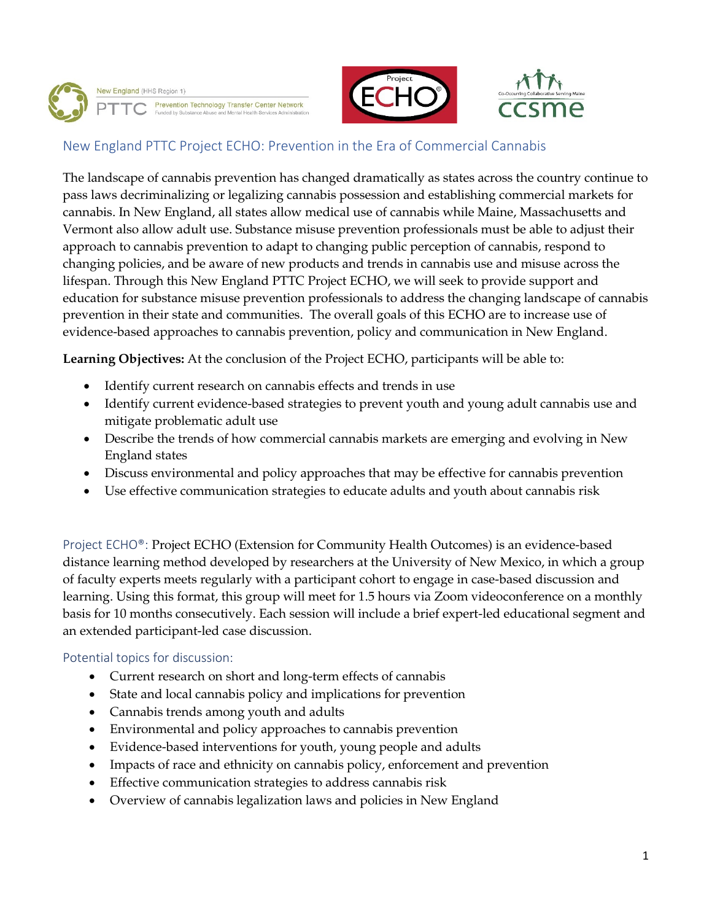## New England PTTC Project ECHO: Prevention in the Era of Commercial Cannabis

The landscape of cannabis prevention has changed dramatically as states across the country continue to pass laws decriminalizing or legalizing cannabis possession and establishing commercial markets for cannabis. In New England, all states allow medical use of cannabis while Maine, Massachusetts and Vermont also allow adult use. Substance misuse prevention professionals must be able to adjust their approach to cannabis prevention to adapt to changing public perception of cannabis, respond to changing policies, and be aware of new products and trends in cannabis use and misuse across the lifespan. Through this New England PTTC Project ECHO, we will seek to provide support and education for substance misuse prevention professionals to address the changing landscape of cannabis prevention in their state and communities. The overall goals of this ECHO are to increase use of evidence-based approaches to cannabis prevention, policy and communication in New England.

**Learning Objectives:** At the conclusion of the Project ECHO, participants will be able to:

- Identify current research on cannabis effects and trends in use
- Identify current evidence-based strategies to prevent youth and young adult cannabis use and mitigate problematic adult use
- Describe the trends of how commercial cannabis markets are emerging and evolving in New England states
- Discuss environmental and policy approaches that may be effective for cannabis prevention
- Use effective communication strategies to educate adults and youth about cannabis risk

Project ECHO®: Project ECHO (Extension for Community Health Outcomes) is an evidence-based distance learning method developed by researchers at the University of New Mexico, in which a group of faculty experts meets regularly with a participant cohort to engage in case-based discussion and learning. Using this format, this group will meet for 1.5 hours via Zoom videoconference on a monthly basis for 10 months consecutively. Each session will include a brief expert-led educational segment and an extended participant-led case discussion.

### Potential topics for discussion:

- Current research on short and long-term effects of cannabis
- State and local cannabis policy and implications for prevention
- Cannabis trends among youth and adults
- Environmental and policy approaches to cannabis prevention
- Evidence-based interventions for youth, young people and adults
- Impacts of race and ethnicity on cannabis policy, enforcement and prevention
- Effective communication strategies to address cannabis risk
- Overview of cannabis legalization laws and policies in New England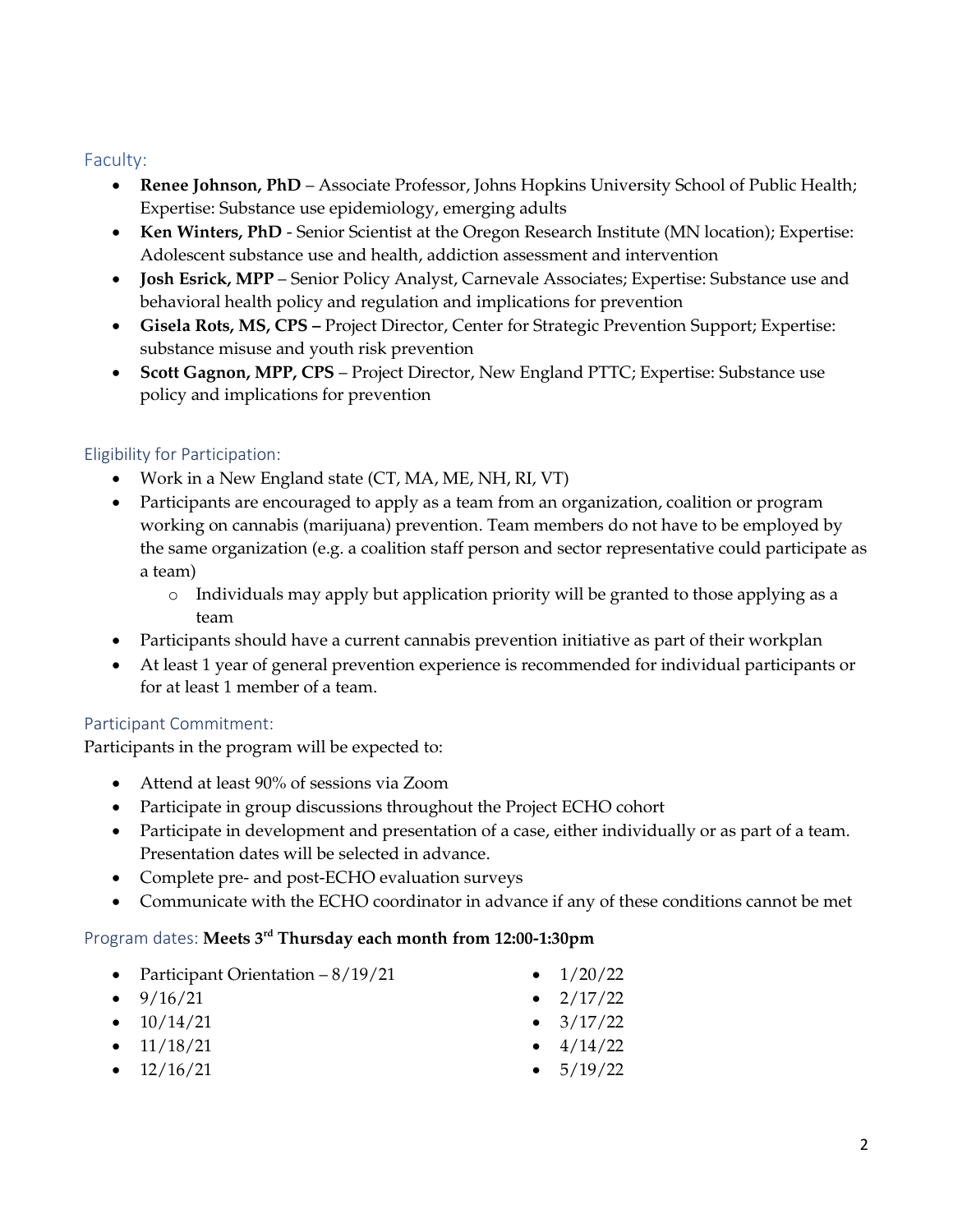## Faculty:

- **Renee Johnson, PhD** – Associate Professor, Johns Hopkins University School of Public Health; Expertise: Substance use epidemiology, emerging adults
- **Ken Winters, PhD** - Senior Scientist at the Oregon Research Institute (MN location); Expertise: Adolescent substance use and health, addiction assessment and intervention
- **Josh Esrick, MPP** – Senior Policy Analyst, Carnevale Associates; Expertise: Substance use and behavioral health policy and regulation and implications for prevention
- **Gisela Rots, MS, CPS –** Project Director, Center for Strategic Prevention Support; Expertise: substance misuse and youth risk prevention
- **Scott Gagnon, MPP, CPS** – Project Director, New England PTTC; Expertise: Substance use policy and implications for prevention

## Eligibility for Participation:

- Work in a New England state (CT, MA, ME, NH, RI, VT)
- Participants are encouraged to apply as a team from an organization, coalition or program working on cannabis (marijuana) prevention. Team members do not have to be employed by the same organization (e.g. a coalition staff person and sector representative could participate as a team)
  - Individuals may apply but application priority will be granted to those applying as a team
- Participants should have a current cannabis prevention initiative as part of their workplan
- At least 1 year of general prevention experience is recommended for individual participants or for at least 1 member of a team.

## Participant Commitment:

Participants in the program will be expected to:

- Attend at least 90% of sessions via Zoom
- Participate in group discussions throughout the Project ECHO cohort
- Participate in development and presentation of a case, either individually or as part of a team. Presentation dates will be selected in advance.
- Complete pre- and post-ECHO evaluation surveys
- Communicate with the ECHO coordinator in advance if any of these conditions cannot be met

## Program dates: **Meets 3rd Thursday each month from 12:00-1:30pm**

- Participant Orientation – 8/19/21
- 9/16/21
- 10/14/21
- 11/18/21
- 12/16/21
- 1/20/22
- 2/17/22
- 3/17/22
- 4/14/22
- 5/19/22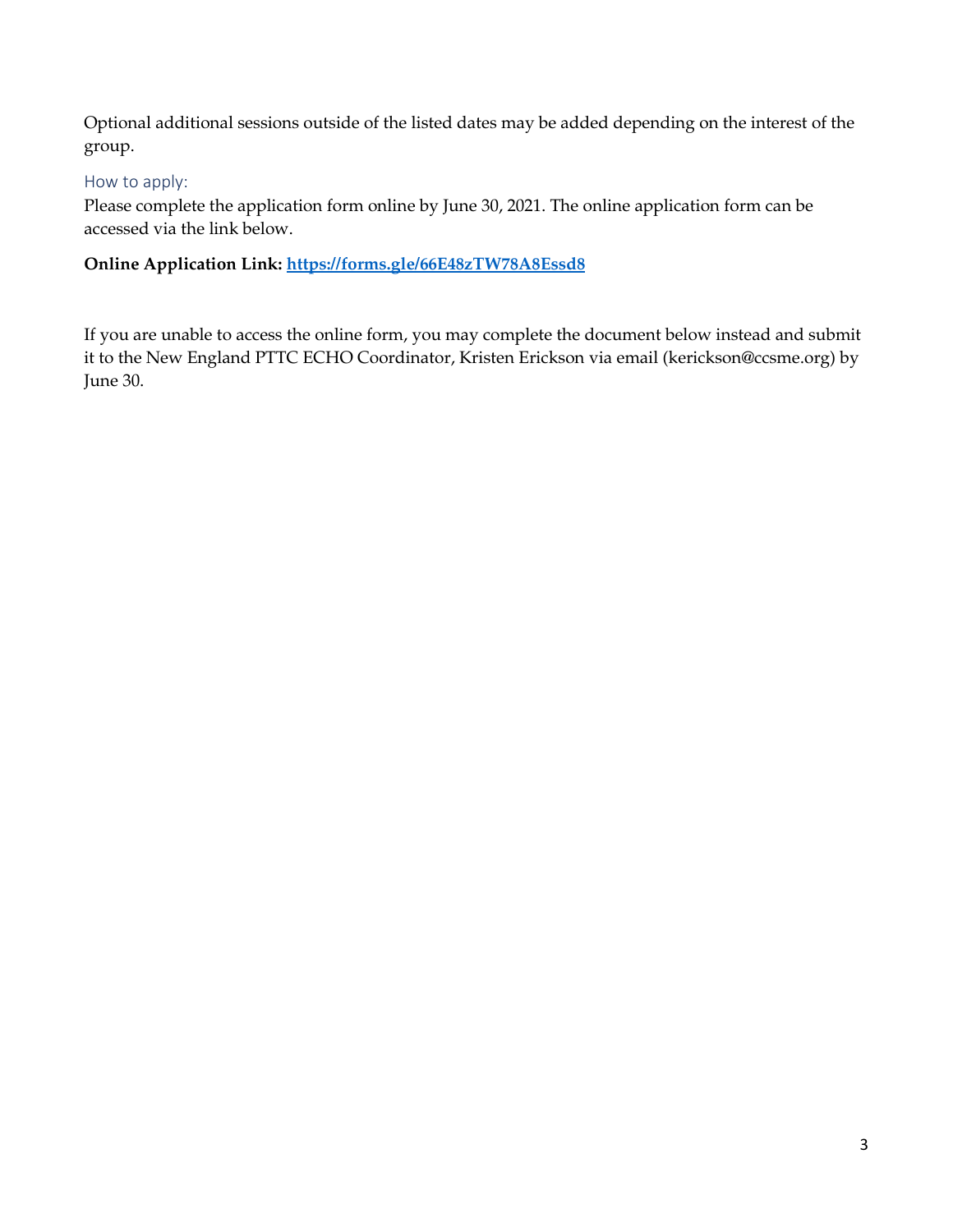Optional additional sessions outside of the listed dates may be added depending on the interest of the group.

### How to apply:

Please complete the application form online by June 30, 2021. The online application form can be accessed via the link below.

**Online Application Link: [https://forms.gle/66E48zTW78A8Essd8](https://forms.gle/66E48zTW78A8Essd8)**

If you are unable to access the online form, you may complete the document below instead and submit it to the New England PTTC ECHO Coordinator, Kristen Erickson via email (kerickson@ccsme.org) by June 30.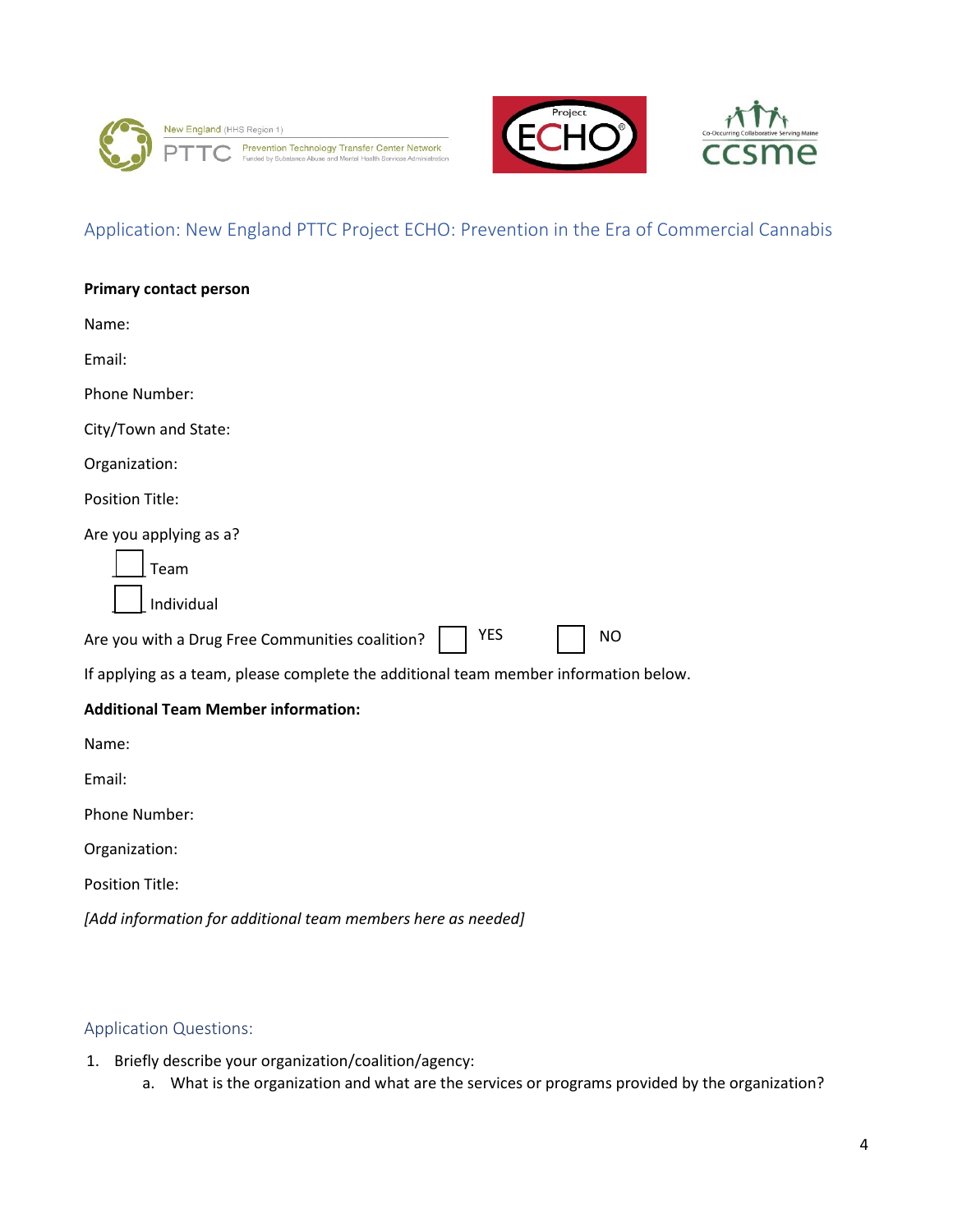## Application: New England PTTC Project ECHO: Prevention in the Era of Commercial Cannabis

**Primary contact person**

Name:

Email:

Phone Number:

City/Town and State:

Organization:

Position Title:

Are you applying as a?

☐ Team

☐ Individual

Are you with a Drug Free Communities coalition? ☐ YES ☐ NO

If applying as a team, please complete the additional team member information below.

**Additional Team Member information:**

Name:

Email:

Phone Number:

Organization:

Position Title:

*[Add information for additional team members here as needed]*

## Application Questions:

1. Briefly describe your organization/coalition/agency:
   a. What is the organization and what are the services or programs provided by the organization?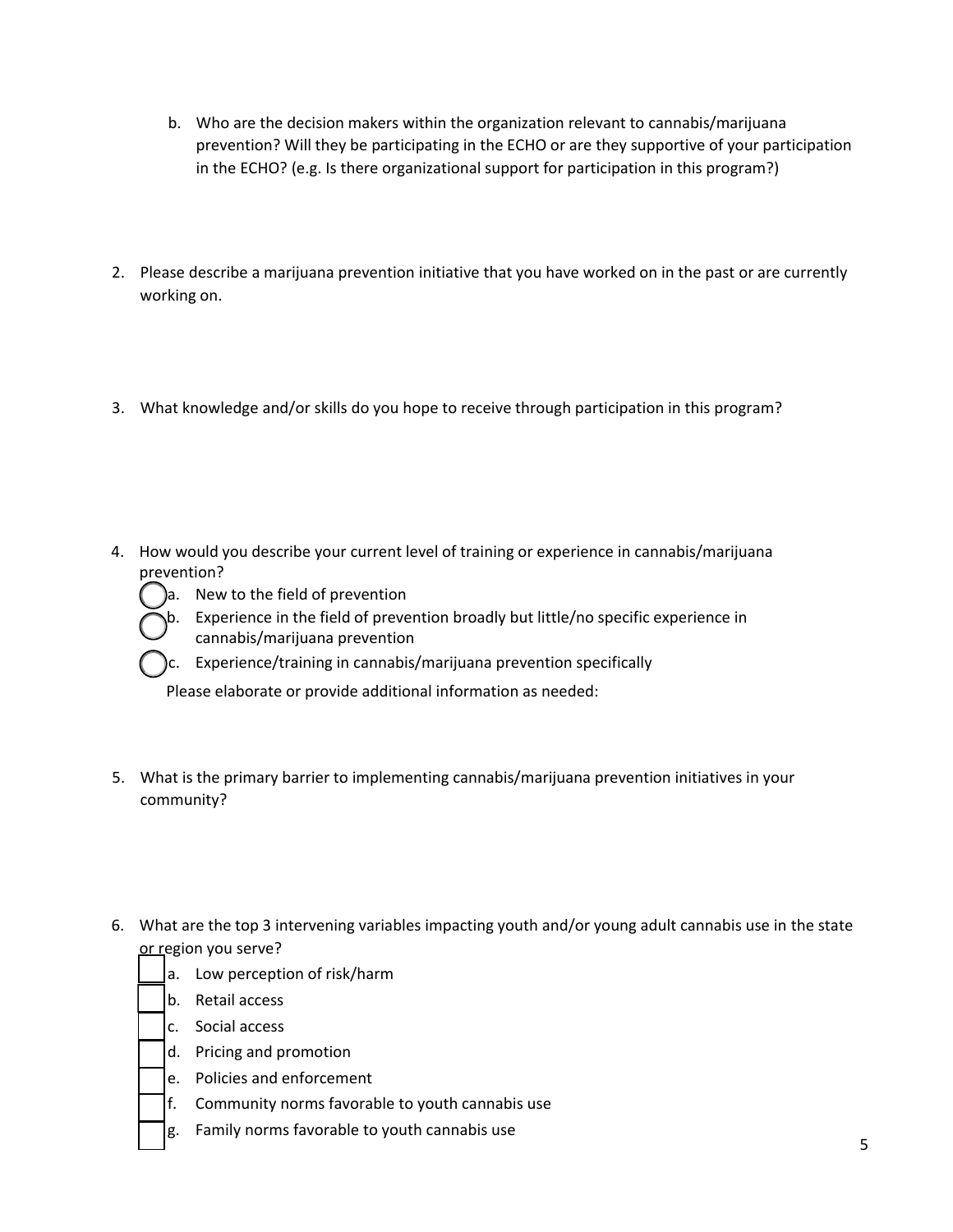b. Who are the decision makers within the organization relevant to cannabis/marijuana prevention? Will they be participating in the ECHO or are they supportive of your participation in the ECHO? (e.g. Is there organizational support for participation in this program?)

2. Please describe a marijuana prevention initiative that you have worked on in the past or are currently working on.

3. What knowledge and/or skills do you hope to receive through participation in this program?

4. How would you describe your current level of training or experience in cannabis/marijuana prevention?
   - ◯ a. New to the field of prevention
   - ◯ b. Experience in the field of prevention broadly but little/no specific experience in cannabis/marijuana prevention
   - ◯ c. Experience/training in cannabis/marijuana prevention specifically

   Please elaborate or provide additional information as needed:

5. What is the primary barrier to implementing cannabis/marijuana prevention initiatives in your community?

6. What are the top 3 intervening variables impacting youth and/or young adult cannabis use in the state or region you serve?
   - ☐ a. Low perception of risk/harm
   - ☐ b. Retail access
   - ☐ c. Social access
   - ☐ d. Pricing and promotion
   - ☐ e. Policies and enforcement
   - ☐ f. Community norms favorable to youth cannabis use
   - ☐ g. Family norms favorable to youth cannabis use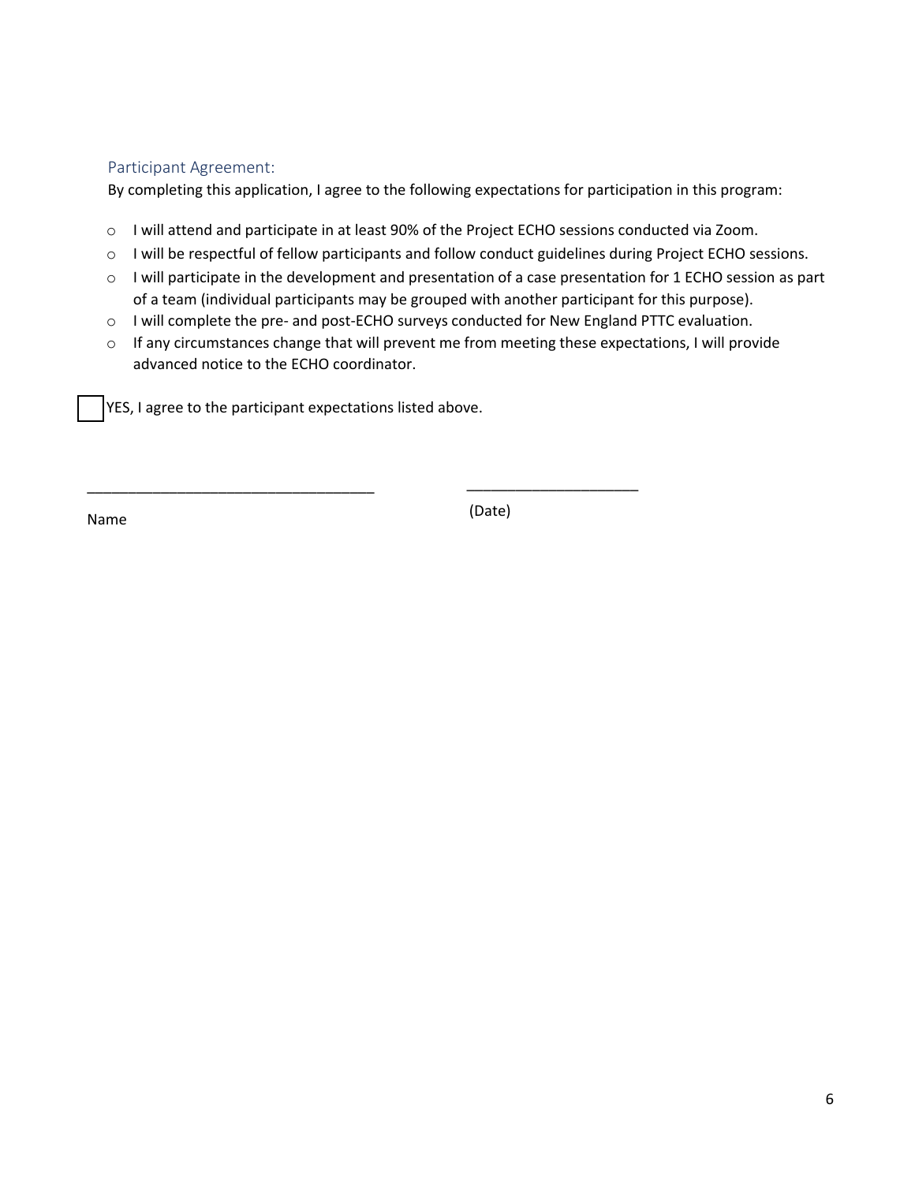## Participant Agreement:

By completing this application, I agree to the following expectations for participation in this program:

- I will attend and participate in at least 90% of the Project ECHO sessions conducted via Zoom.
- I will be respectful of fellow participants and follow conduct guidelines during Project ECHO sessions.
- I will participate in the development and presentation of a case presentation for 1 ECHO session as part of a team (individual participants may be grouped with another participant for this purpose).
- I will complete the pre- and post-ECHO surveys conducted for New England PTTC evaluation.
- If any circumstances change that will prevent me from meeting these expectations, I will provide advanced notice to the ECHO coordinator.

☐ YES, I agree to the participant expectations listed above.

___________________________________ ______________________

Name (Date)